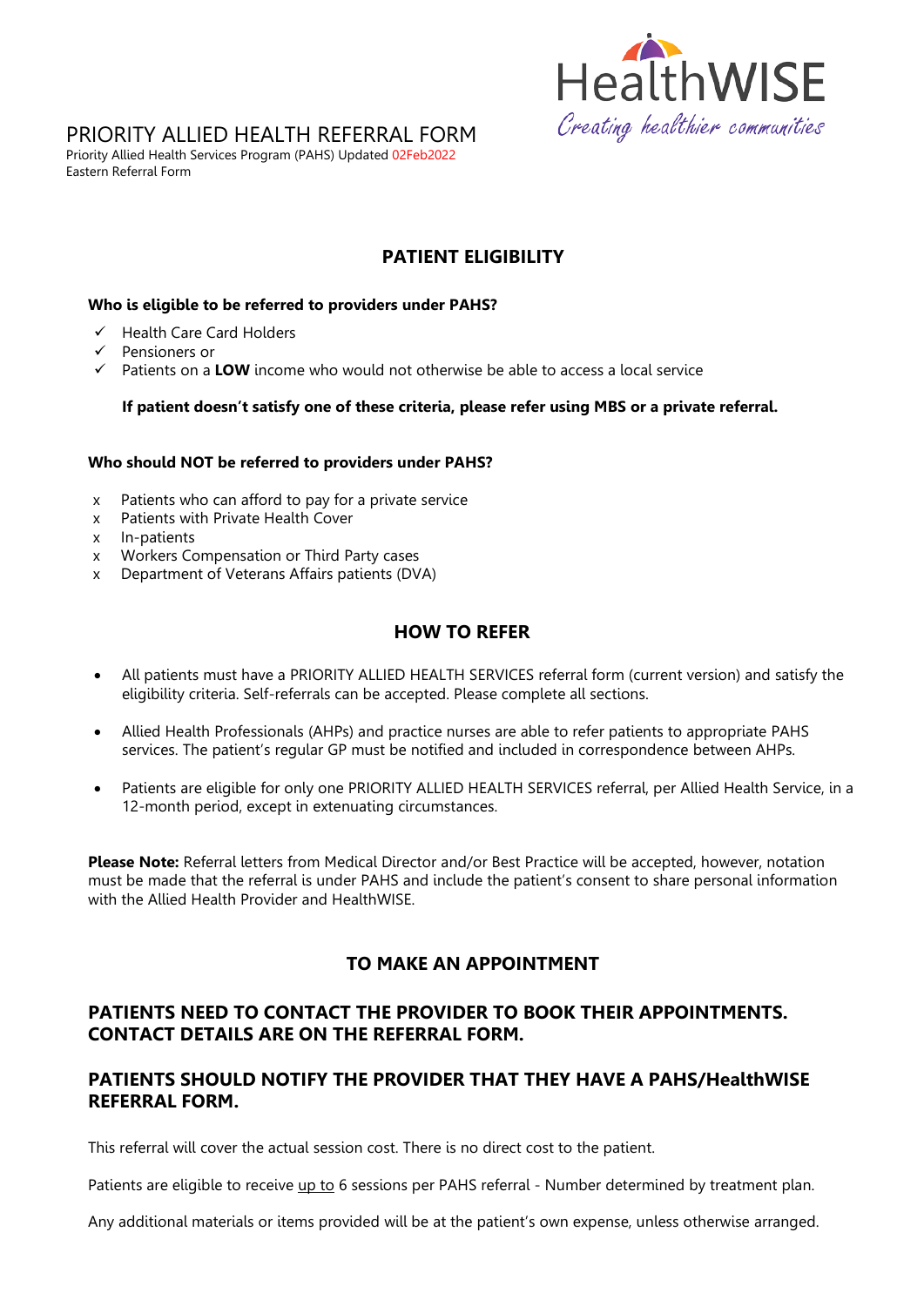# PRIORITY ALLIED HEALTH REFERRAL FORM

Priority Allied Health Services Program (PAHS) Updated 02Feb2022
Eastern Referral Form

HealthWISE
*Creating healthier communities*

## PATIENT ELIGIBILITY

**Who is eligible to be referred to providers under PAHS?**

- ✓ Health Care Card Holders
- ✓ Pensioners or
- ✓ Patients on a **LOW** income who would not otherwise be able to access a local service

**If patient doesn't satisfy one of these criteria, please refer using MBS or a private referral.**

**Who should NOT be referred to providers under PAHS?**

- x Patients who can afford to pay for a private service
- x Patients with Private Health Cover
- x In-patients
- x Workers Compensation or Third Party cases
- x Department of Veterans Affairs patients (DVA)

## HOW TO REFER

- All patients must have a PRIORITY ALLIED HEALTH SERVICES referral form (current version) and satisfy the eligibility criteria. Self-referrals can be accepted. Please complete all sections.
- Allied Health Professionals (AHPs) and practice nurses are able to refer patients to appropriate PAHS services. The patient's regular GP must be notified and included in correspondence between AHPs.
- Patients are eligible for only one PRIORITY ALLIED HEALTH SERVICES referral, per Allied Health Service, in a 12-month period, except in extenuating circumstances.

**Please Note:** Referral letters from Medical Director and/or Best Practice will be accepted, however, notation must be made that the referral is under PAHS and include the patient's consent to share personal information with the Allied Health Provider and HealthWISE.

## TO MAKE AN APPOINTMENT

### PATIENTS NEED TO CONTACT THE PROVIDER TO BOOK THEIR APPOINTMENTS. CONTACT DETAILS ARE ON THE REFERRAL FORM.

### PATIENTS SHOULD NOTIFY THE PROVIDER THAT THEY HAVE A PAHS/HealthWISE REFERRAL FORM.

This referral will cover the actual session cost. There is no direct cost to the patient.

Patients are eligible to receive up to 6 sessions per PAHS referral - Number determined by treatment plan.

Any additional materials or items provided will be at the patient's own expense, unless otherwise arranged.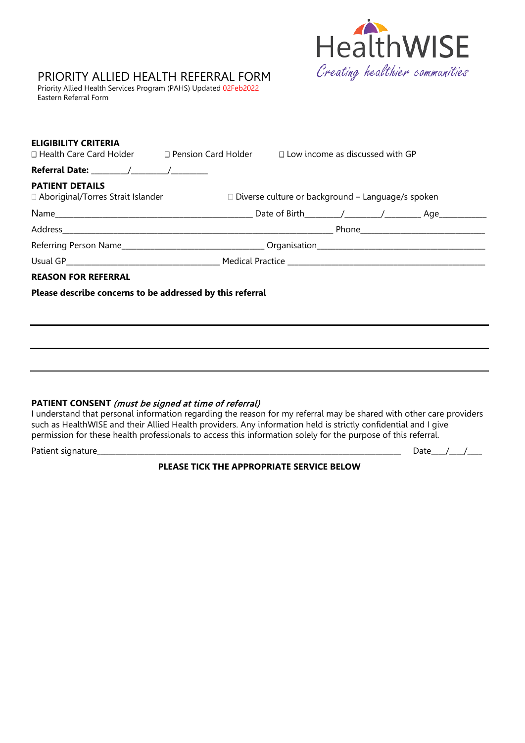# PRIORITY ALLIED HEALTH REFERRAL FORM

Priority Allied Health Services Program (PAHS) Updated 02Feb2022
Eastern Referral Form

HealthWISE
*Creating healthier communities*

**ELIGIBILITY CRITERIA**

☐ Health Care Card Holder ☐ Pension Card Holder ☐ Low income as discussed with GP

**Referral Date:** ________/________/________

**PATIENT DETAILS**

☐ Aboriginal/Torres Strait Islander ☐ Diverse culture or background – Language/s spoken

Name______________________________________________ Date of Birth________/________/________ Age__________

Address______________________________________________________________ Phone____________________________

Referring Person Name_________________________________ Organisation________________________________________

Usual GP___________________________________ Medical Practice ______________________________________________

**REASON FOR REFERRAL**

**Please describe concerns to be addressed by this referral**

______________________________________________________________________________

______________________________________________________________________________

______________________________________________________________________________

**PATIENT CONSENT** *(must be signed at time of referral)*

I understand that personal information regarding the reason for my referral may be shared with other care providers such as HealthWISE and their Allied Health providers. Any information held is strictly confidential and I give permission for these health professionals to access this information solely for the purpose of this referral.

Patient signature__________________________________________________________________________ Date___/___/___

**PLEASE TICK THE APPROPRIATE SERVICE BELOW**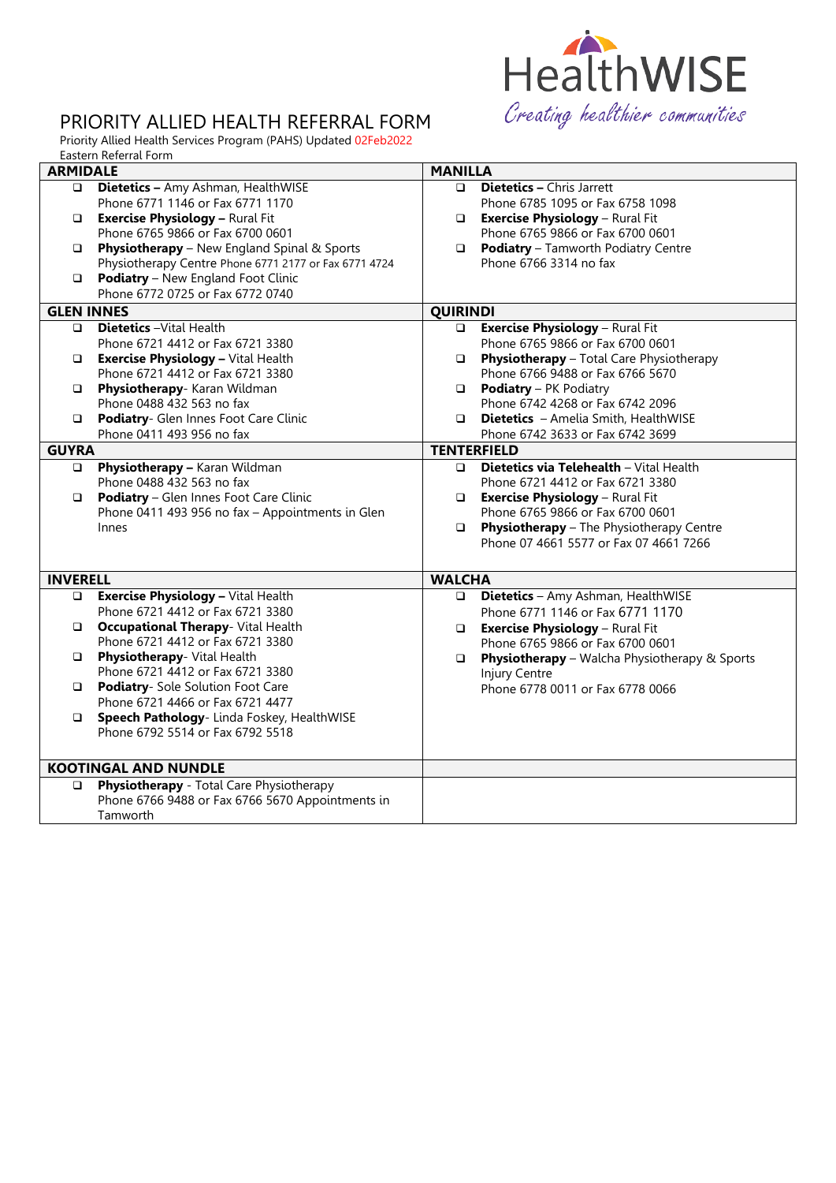HealthWISE

*Creating healthier communities*

# PRIORITY ALLIED HEALTH REFERRAL FORM

Priority Allied Health Services Program (PAHS) Updated 02Feb2022

Eastern Referral Form

| ARMIDALE | MANILLA |
|---|---|
| ❑ **Dietetics –** Amy Ashman, HealthWISE<br>Phone 6771 1146 or Fax 6771 1170<br>❑ **Exercise Physiology –** Rural Fit<br>Phone 6765 9866 or Fax 6700 0601<br>❑ **Physiotherapy** – New England Spinal & Sports Physiotherapy Centre Phone 6771 2177 or Fax 6771 4724<br>❑ **Podiatry** – New England Foot Clinic<br>Phone 6772 0725 or Fax 6772 0740 | ❑ **Dietetics –** Chris Jarrett<br>Phone 6785 1095 or Fax 6758 1098<br>❑ **Exercise Physiology** – Rural Fit<br>Phone 6765 9866 or Fax 6700 0601<br>❑ **Podiatry** – Tamworth Podiatry Centre<br>Phone 6766 3314 no fax |
| **GLEN INNES** | **QUIRINDI** |
| ❑ **Dietetics** –Vital Health<br>Phone 6721 4412 or Fax 6721 3380<br>❑ **Exercise Physiology –** Vital Health<br>Phone 6721 4412 or Fax 6721 3380<br>❑ **Physiotherapy**- Karan Wildman<br>Phone 0488 432 563 no fax<br>❑ **Podiatry**- Glen Innes Foot Care Clinic<br>Phone 0411 493 956 no fax | ❑ **Exercise Physiology** – Rural Fit<br>Phone 6765 9866 or Fax 6700 0601<br>❑ **Physiotherapy** – Total Care Physiotherapy<br>Phone 6766 9488 or Fax 6766 5670<br>❑ **Podiatry** – PK Podiatry<br>Phone 6742 4268 or Fax 6742 2096<br>❑ **Dietetics** – Amelia Smith, HealthWISE<br>Phone 6742 3633 or Fax 6742 3699 |
| **GUYRA** | **TENTERFIELD** |
| ❑ **Physiotherapy –** Karan Wildman<br>Phone 0488 432 563 no fax<br>❑ **Podiatry** – Glen Innes Foot Care Clinic<br>Phone 0411 493 956 no fax – Appointments in Glen Innes | ❑ **Dietetics via Telehealth** – Vital Health<br>Phone 6721 4412 or Fax 6721 3380<br>❑ **Exercise Physiology** – Rural Fit<br>Phone 6765 9866 or Fax 6700 0601<br>❑ **Physiotherapy** – The Physiotherapy Centre<br>Phone 07 4661 5577 or Fax 07 4661 7266 |
| **INVERELL** | **WALCHA** |
| ❑ **Exercise Physiology –** Vital Health<br>Phone 6721 4412 or Fax 6721 3380<br>❑ **Occupational Therapy**- Vital Health<br>Phone 6721 4412 or Fax 6721 3380<br>❑ **Physiotherapy**- Vital Health<br>Phone 6721 4412 or Fax 6721 3380<br>❑ **Podiatry**- Sole Solution Foot Care<br>Phone 6721 4466 or Fax 6721 4477<br>❑ **Speech Pathology**- Linda Foskey, HealthWISE<br>Phone 6792 5514 or Fax 6792 5518 | ❑ **Dietetics** – Amy Ashman, HealthWISE<br>Phone 6771 1146 or Fax 6771 1170<br>❑ **Exercise Physiology** – Rural Fit<br>Phone 6765 9866 or Fax 6700 0601<br>❑ **Physiotherapy** – Walcha Physiotherapy & Sports Injury Centre<br>Phone 6778 0011 or Fax 6778 0066 |
| **KOOTINGAL AND NUNDLE** | |
| ❑ **Physiotherapy** - Total Care Physiotherapy<br>Phone 6766 9488 or Fax 6766 5670 Appointments in Tamworth | |